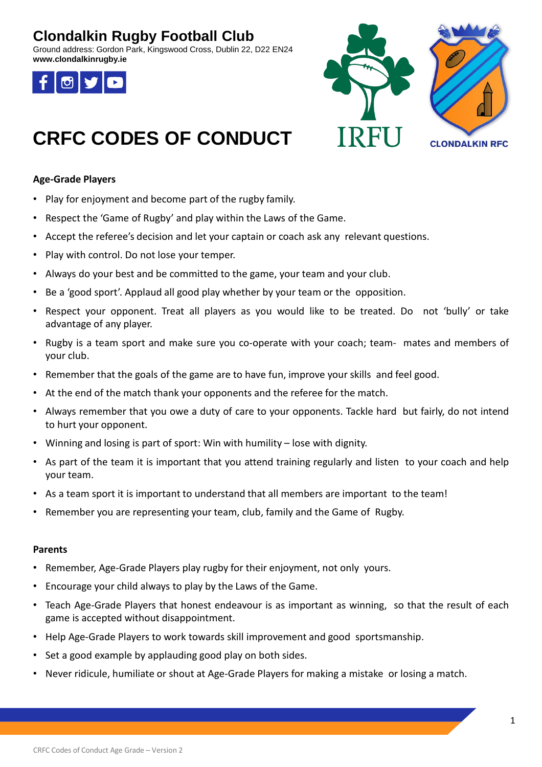# Clondalkin Rugby Football Club

Ground address: Gordon Park, Kingswood Cross, Dublin 22, D22 EN24
**www.clondalkinrugby.ie**

IRFU

CLONDALKIN RFC

# CRFC CODES OF CONDUCT

**Age-Grade Players**

- Play for enjoyment and become part of the rugby family.
- Respect the 'Game of Rugby' and play within the Laws of the Game.
- Accept the referee's decision and let your captain or coach ask any relevant questions.
- Play with control. Do not lose your temper.
- Always do your best and be committed to the game, your team and your club.
- Be a 'good sport'. Applaud all good play whether by your team or the opposition.
- Respect your opponent. Treat all players as you would like to be treated. Do not 'bully' or take advantage of any player.
- Rugby is a team sport and make sure you co-operate with your coach; team- mates and members of your club.
- Remember that the goals of the game are to have fun, improve your skills and feel good.
- At the end of the match thank your opponents and the referee for the match.
- Always remember that you owe a duty of care to your opponents. Tackle hard but fairly, do not intend to hurt your opponent.
- Winning and losing is part of sport: Win with humility – lose with dignity.
- As part of the team it is important that you attend training regularly and listen to your coach and help your team.
- As a team sport it is important to understand that all members are important to the team!
- Remember you are representing your team, club, family and the Game of Rugby.

**Parents**

- Remember, Age-Grade Players play rugby for their enjoyment, not only yours.
- Encourage your child always to play by the Laws of the Game.
- Teach Age-Grade Players that honest endeavour is as important as winning, so that the result of each game is accepted without disappointment.
- Help Age-Grade Players to work towards skill improvement and good sportsmanship.
- Set a good example by applauding good play on both sides.
- Never ridicule, humiliate or shout at Age-Grade Players for making a mistake or losing a match.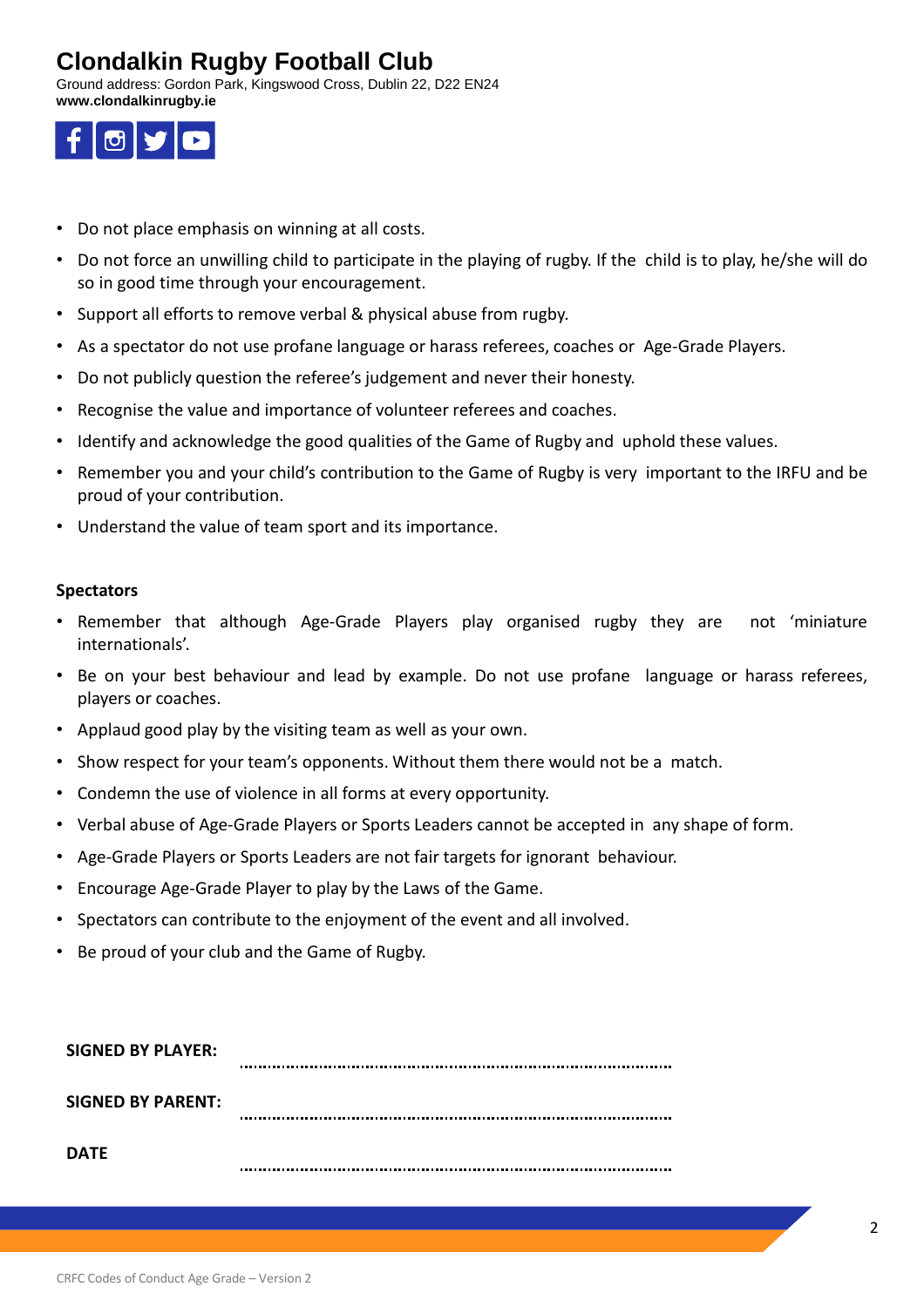# Clondalkin Rugby Football Club

Ground address: Gordon Park, Kingswood Cross, Dublin 22, D22 EN24
**www.clondalkinrugby.ie**

- Do not place emphasis on winning at all costs.
- Do not force an unwilling child to participate in the playing of rugby. If the child is to play, he/she will do so in good time through your encouragement.
- Support all efforts to remove verbal & physical abuse from rugby.
- As a spectator do not use profane language or harass referees, coaches or Age-Grade Players.
- Do not publicly question the referee's judgement and never their honesty.
- Recognise the value and importance of volunteer referees and coaches.
- Identify and acknowledge the good qualities of the Game of Rugby and uphold these values.
- Remember you and your child's contribution to the Game of Rugby is very important to the IRFU and be proud of your contribution.
- Understand the value of team sport and its importance.

**Spectators**

- Remember that although Age-Grade Players play organised rugby they are not 'miniature internationals'.
- Be on your best behaviour and lead by example. Do not use profane language or harass referees, players or coaches.
- Applaud good play by the visiting team as well as your own.
- Show respect for your team's opponents. Without them there would not be a match.
- Condemn the use of violence in all forms at every opportunity.
- Verbal abuse of Age-Grade Players or Sports Leaders cannot be accepted in any shape of form.
- Age-Grade Players or Sports Leaders are not fair targets for ignorant behaviour.
- Encourage Age-Grade Player to play by the Laws of the Game.
- Spectators can contribute to the enjoyment of the event and all involved.
- Be proud of your club and the Game of Rugby.

**SIGNED BY PLAYER:** ........................................................................................

**SIGNED BY PARENT:** ........................................................................................

**DATE** ........................................................................................